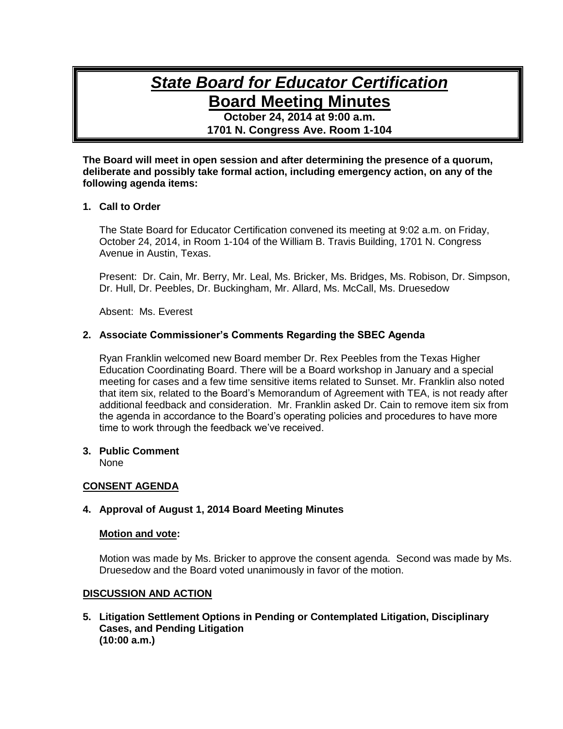# *State Board for Educator Certification*
# Board Meeting Minutes

**October 24, 2014 at 9:00 a.m.**
**1701 N. Congress Ave. Room 1-104**

**The Board will meet in open session and after determining the presence of a quorum, deliberate and possibly take formal action, including emergency action, on any of the following agenda items:**

**1. Call to Order**

The State Board for Educator Certification convened its meeting at 9:02 a.m. on Friday, October 24, 2014, in Room 1-104 of the William B. Travis Building, 1701 N. Congress Avenue in Austin, Texas.

Present: Dr. Cain, Mr. Berry, Mr. Leal, Ms. Bricker, Ms. Bridges, Ms. Robison, Dr. Simpson, Dr. Hull, Dr. Peebles, Dr. Buckingham, Mr. Allard, Ms. McCall, Ms. Druesedow

Absent: Ms. Everest

**2. Associate Commissioner's Comments Regarding the SBEC Agenda**

Ryan Franklin welcomed new Board member Dr. Rex Peebles from the Texas Higher Education Coordinating Board. There will be a Board workshop in January and a special meeting for cases and a few time sensitive items related to Sunset. Mr. Franklin also noted that item six, related to the Board's Memorandum of Agreement with TEA, is not ready after additional feedback and consideration. Mr. Franklin asked Dr. Cain to remove item six from the agenda in accordance to the Board's operating policies and procedures to have more time to work through the feedback we've received.

**3. Public Comment**
None

**CONSENT AGENDA**

**4. Approval of August 1, 2014 Board Meeting Minutes**

**Motion and vote:**

Motion was made by Ms. Bricker to approve the consent agenda. Second was made by Ms. Druesedow and the Board voted unanimously in favor of the motion.

**DISCUSSION AND ACTION**

**5. Litigation Settlement Options in Pending or Contemplated Litigation, Disciplinary Cases, and Pending Litigation**
**(10:00 a.m.)**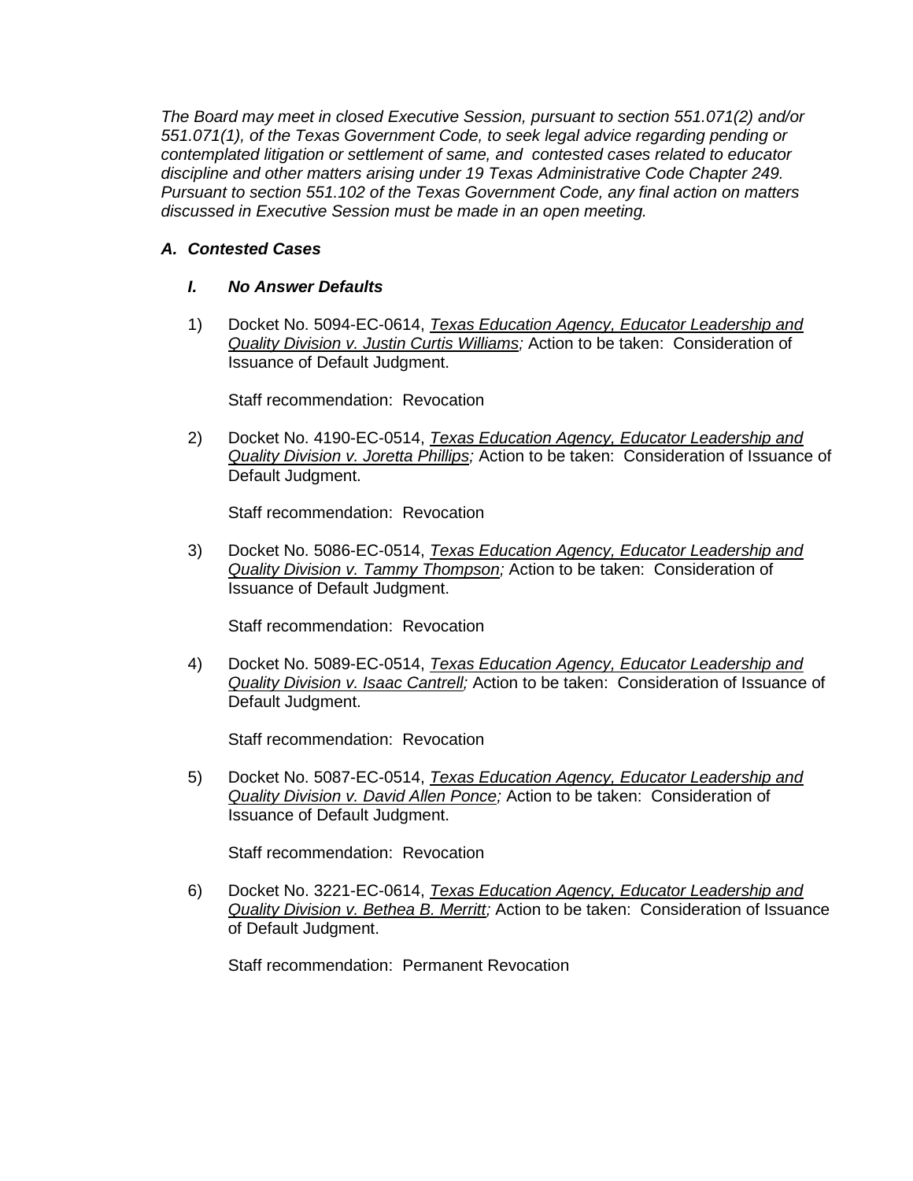*The Board may meet in closed Executive Session, pursuant to section 551.071(2) and/or 551.071(1), of the Texas Government Code, to seek legal advice regarding pending or contemplated litigation or settlement of same, and contested cases related to educator discipline and other matters arising under 19 Texas Administrative Code Chapter 249. Pursuant to section 551.102 of the Texas Government Code, any final action on matters discussed in Executive Session must be made in an open meeting.*

### *A. Contested Cases*

#### *I. No Answer Defaults*

1) Docket No. 5094-EC-0614, *Texas Education Agency, Educator Leadership and Quality Division v. Justin Curtis Williams;* Action to be taken: Consideration of Issuance of Default Judgment.

   Staff recommendation: Revocation

2) Docket No. 4190-EC-0514, *Texas Education Agency, Educator Leadership and Quality Division v. Joretta Phillips;* Action to be taken: Consideration of Issuance of Default Judgment.

   Staff recommendation: Revocation

3) Docket No. 5086-EC-0514, *Texas Education Agency, Educator Leadership and Quality Division v. Tammy Thompson;* Action to be taken: Consideration of Issuance of Default Judgment.

   Staff recommendation: Revocation

4) Docket No. 5089-EC-0514, *Texas Education Agency, Educator Leadership and Quality Division v. Isaac Cantrell;* Action to be taken: Consideration of Issuance of Default Judgment.

   Staff recommendation: Revocation

5) Docket No. 5087-EC-0514, *Texas Education Agency, Educator Leadership and Quality Division v. David Allen Ponce;* Action to be taken: Consideration of Issuance of Default Judgment.

   Staff recommendation: Revocation

6) Docket No. 3221-EC-0614, *Texas Education Agency, Educator Leadership and Quality Division v. Bethea B. Merritt;* Action to be taken: Consideration of Issuance of Default Judgment.

   Staff recommendation: Permanent Revocation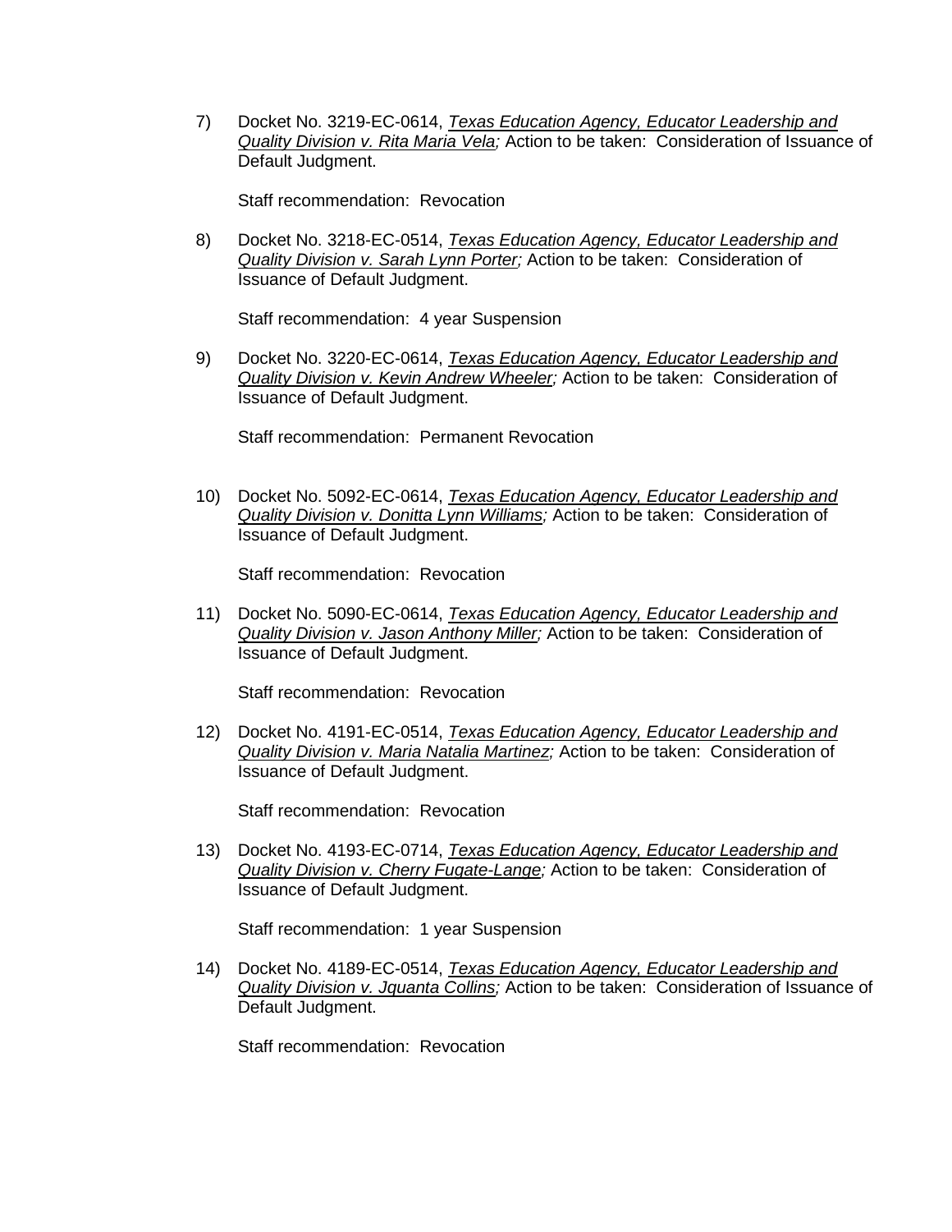7) Docket No. 3219-EC-0614, *Texas Education Agency, Educator Leadership and Quality Division v. Rita Maria Vela;* Action to be taken: Consideration of Issuance of Default Judgment.

   Staff recommendation: Revocation

8) Docket No. 3218-EC-0514, *Texas Education Agency, Educator Leadership and Quality Division v. Sarah Lynn Porter;* Action to be taken: Consideration of Issuance of Default Judgment.

   Staff recommendation: 4 year Suspension

9) Docket No. 3220-EC-0614, *Texas Education Agency, Educator Leadership and Quality Division v. Kevin Andrew Wheeler;* Action to be taken: Consideration of Issuance of Default Judgment.

   Staff recommendation: Permanent Revocation

10) Docket No. 5092-EC-0614, *Texas Education Agency, Educator Leadership and Quality Division v. Donitta Lynn Williams;* Action to be taken: Consideration of Issuance of Default Judgment.

    Staff recommendation: Revocation

11) Docket No. 5090-EC-0614, *Texas Education Agency, Educator Leadership and Quality Division v. Jason Anthony Miller;* Action to be taken: Consideration of Issuance of Default Judgment.

    Staff recommendation: Revocation

12) Docket No. 4191-EC-0514, *Texas Education Agency, Educator Leadership and Quality Division v. Maria Natalia Martinez;* Action to be taken: Consideration of Issuance of Default Judgment.

    Staff recommendation: Revocation

13) Docket No. 4193-EC-0714, *Texas Education Agency, Educator Leadership and Quality Division v. Cherry Fugate-Lange;* Action to be taken: Consideration of Issuance of Default Judgment.

    Staff recommendation: 1 year Suspension

14) Docket No. 4189-EC-0514, *Texas Education Agency, Educator Leadership and Quality Division v. Jquanta Collins;* Action to be taken: Consideration of Issuance of Default Judgment.

    Staff recommendation: Revocation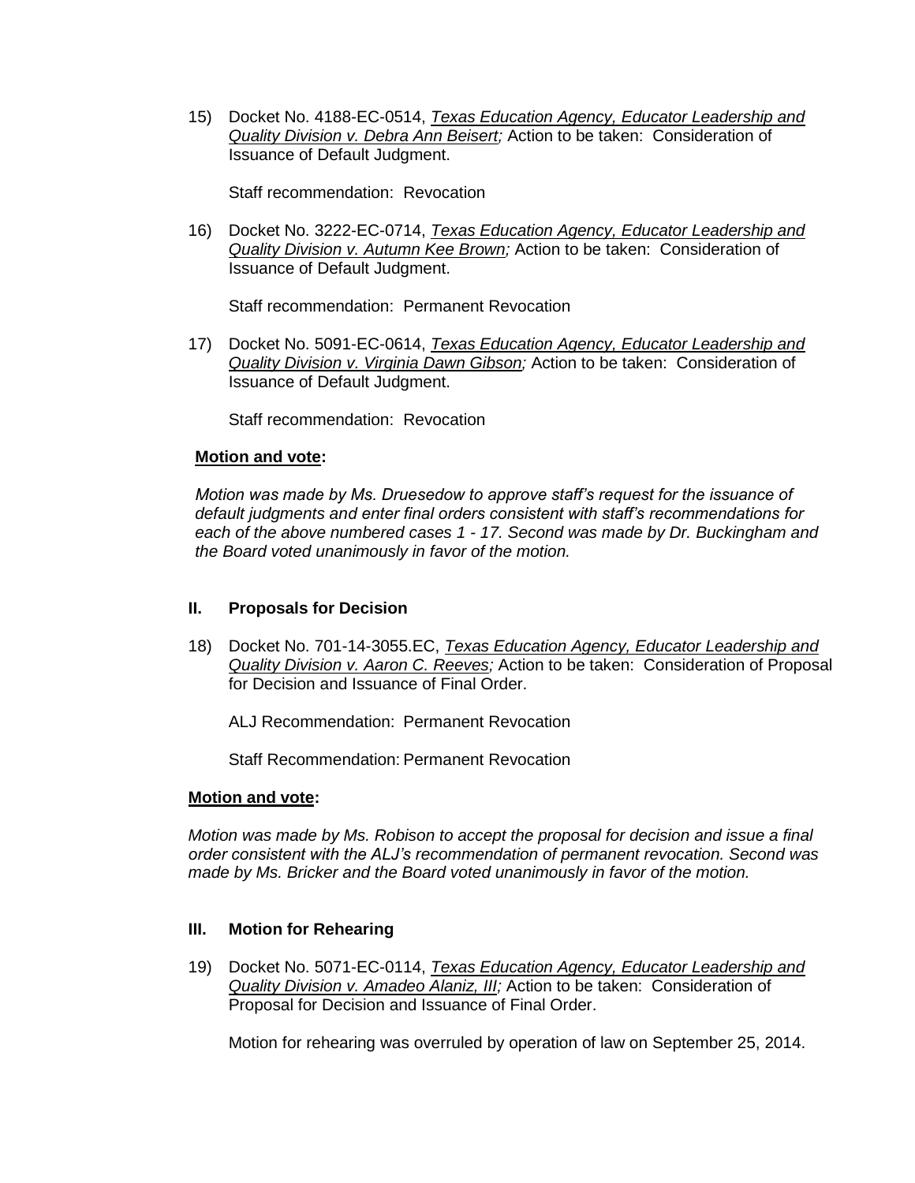15) Docket No. 4188-EC-0514, *Texas Education Agency, Educator Leadership and Quality Division v. Debra Ann Beisert;* Action to be taken: Consideration of Issuance of Default Judgment.

    Staff recommendation: Revocation

16) Docket No. 3222-EC-0714, *Texas Education Agency, Educator Leadership and Quality Division v. Autumn Kee Brown;* Action to be taken: Consideration of Issuance of Default Judgment.

    Staff recommendation: Permanent Revocation

17) Docket No. 5091-EC-0614, *Texas Education Agency, Educator Leadership and Quality Division v. Virginia Dawn Gibson;* Action to be taken: Consideration of Issuance of Default Judgment.

    Staff recommendation: Revocation

**Motion and vote:**

*Motion was made by Ms. Druesedow to approve staff's request for the issuance of default judgments and enter final orders consistent with staff's recommendations for each of the above numbered cases 1 - 17. Second was made by Dr. Buckingham and the Board voted unanimously in favor of the motion.*

## II. Proposals for Decision

18) Docket No. 701-14-3055.EC, *Texas Education Agency, Educator Leadership and Quality Division v. Aaron C. Reeves;* Action to be taken: Consideration of Proposal for Decision and Issuance of Final Order.

    ALJ Recommendation: Permanent Revocation

    Staff Recommendation: Permanent Revocation

**Motion and vote:**

*Motion was made by Ms. Robison to accept the proposal for decision and issue a final order consistent with the ALJ's recommendation of permanent revocation. Second was made by Ms. Bricker and the Board voted unanimously in favor of the motion.*

## III. Motion for Rehearing

19) Docket No. 5071-EC-0114, *Texas Education Agency, Educator Leadership and Quality Division v. Amadeo Alaniz, III;* Action to be taken: Consideration of Proposal for Decision and Issuance of Final Order.

    Motion for rehearing was overruled by operation of law on September 25, 2014.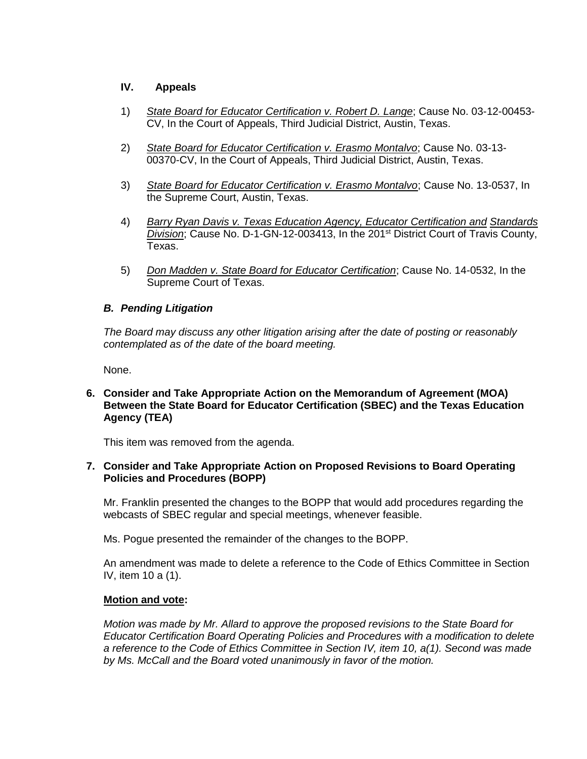### IV. Appeals

1) State Board for Educator Certification v. Robert D. Lange; Cause No. 03-12-00453-CV, In the Court of Appeals, Third Judicial District, Austin, Texas.

2) State Board for Educator Certification v. Erasmo Montalvo; Cause No. 03-13-00370-CV, In the Court of Appeals, Third Judicial District, Austin, Texas.

3) State Board for Educator Certification v. Erasmo Montalvo; Cause No. 13-0537, In the Supreme Court, Austin, Texas.

4) Barry Ryan Davis v. Texas Education Agency, Educator Certification and Standards Division; Cause No. D-1-GN-12-003413, In the 201st District Court of Travis County, Texas.

5) Don Madden v. State Board for Educator Certification; Cause No. 14-0532, In the Supreme Court of Texas.

### *B. Pending Litigation*

*The Board may discuss any other litigation arising after the date of posting or reasonably contemplated as of the date of the board meeting.*

None.

**6. Consider and Take Appropriate Action on the Memorandum of Agreement (MOA) Between the State Board for Educator Certification (SBEC) and the Texas Education Agency (TEA)**

This item was removed from the agenda.

**7. Consider and Take Appropriate Action on Proposed Revisions to Board Operating Policies and Procedures (BOPP)**

Mr. Franklin presented the changes to the BOPP that would add procedures regarding the webcasts of SBEC regular and special meetings, whenever feasible.

Ms. Pogue presented the remainder of the changes to the BOPP.

An amendment was made to delete a reference to the Code of Ethics Committee in Section IV, item 10 a (1).

**Motion and vote:**

*Motion was made by Mr. Allard to approve the proposed revisions to the State Board for Educator Certification Board Operating Policies and Procedures with a modification to delete a reference to the Code of Ethics Committee in Section IV, item 10, a(1). Second was made by Ms. McCall and the Board voted unanimously in favor of the motion.*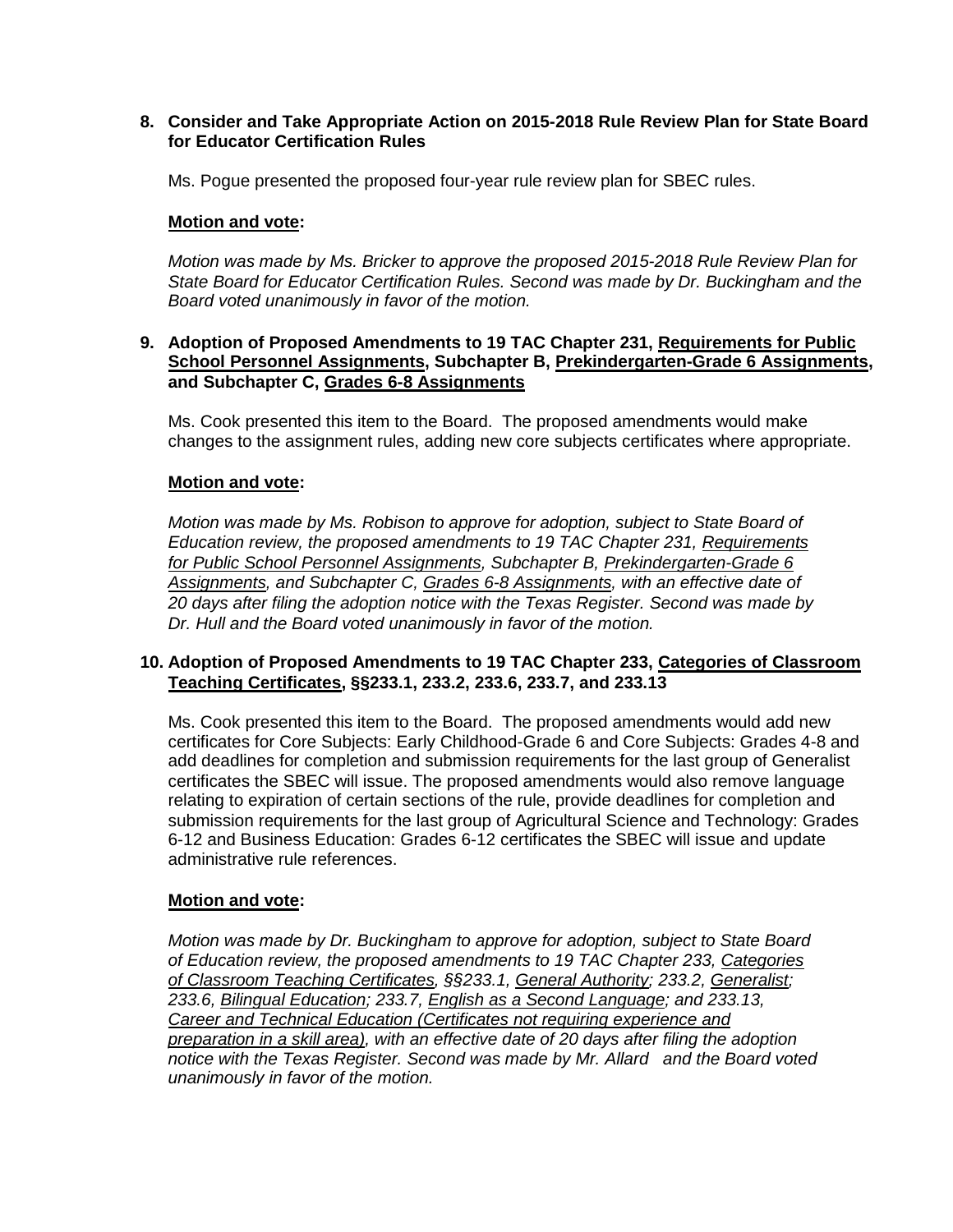**8. Consider and Take Appropriate Action on 2015-2018 Rule Review Plan for State Board for Educator Certification Rules**

Ms. Pogue presented the proposed four-year rule review plan for SBEC rules.

**<u>Motion and vote</u>:**

*Motion was made by Ms. Bricker to approve the proposed 2015-2018 Rule Review Plan for State Board for Educator Certification Rules. Second was made by Dr. Buckingham and the Board voted unanimously in favor of the motion.*

**9. Adoption of Proposed Amendments to 19 TAC Chapter 231, <u>Requirements for Public School Personnel Assignments</u>, Subchapter B, <u>Prekindergarten-Grade 6 Assignments</u>, and Subchapter C, <u>Grades 6-8 Assignments</u>**

Ms. Cook presented this item to the Board. The proposed amendments would make changes to the assignment rules, adding new core subjects certificates where appropriate.

**<u>Motion and vote</u>:**

*Motion was made by Ms. Robison to approve for adoption, subject to State Board of Education review, the proposed amendments to 19 TAC Chapter 231, <u>Requirements for Public School Personnel Assignments</u>, Subchapter B, <u>Prekindergarten-Grade 6 Assignments</u>, and Subchapter C, <u>Grades 6-8 Assignments</u>, with an effective date of 20 days after filing the adoption notice with the Texas Register. Second was made by Dr. Hull and the Board voted unanimously in favor of the motion.*

**10. Adoption of Proposed Amendments to 19 TAC Chapter 233, <u>Categories of Classroom Teaching Certificates</u>, §§233.1, 233.2, 233.6, 233.7, and 233.13**

Ms. Cook presented this item to the Board. The proposed amendments would add new certificates for Core Subjects: Early Childhood-Grade 6 and Core Subjects: Grades 4-8 and add deadlines for completion and submission requirements for the last group of Generalist certificates the SBEC will issue. The proposed amendments would also remove language relating to expiration of certain sections of the rule, provide deadlines for completion and submission requirements for the last group of Agricultural Science and Technology: Grades 6-12 and Business Education: Grades 6-12 certificates the SBEC will issue and update administrative rule references.

**<u>Motion and vote</u>:**

*Motion was made by Dr. Buckingham to approve for adoption, subject to State Board of Education review, the proposed amendments to 19 TAC Chapter 233, <u>Categories of Classroom Teaching Certificates</u>, §§233.1, <u>General Authority</u>; 233.2, <u>Generalist</u>; 233.6, <u>Bilingual Education</u>; 233.7, <u>English as a Second Language</u>; and 233.13, <u>Career and Technical Education (Certificates not requiring experience and preparation in a skill area)</u>, with an effective date of 20 days after filing the adoption notice with the Texas Register. Second was made by Mr. Allard and the Board voted unanimously in favor of the motion.*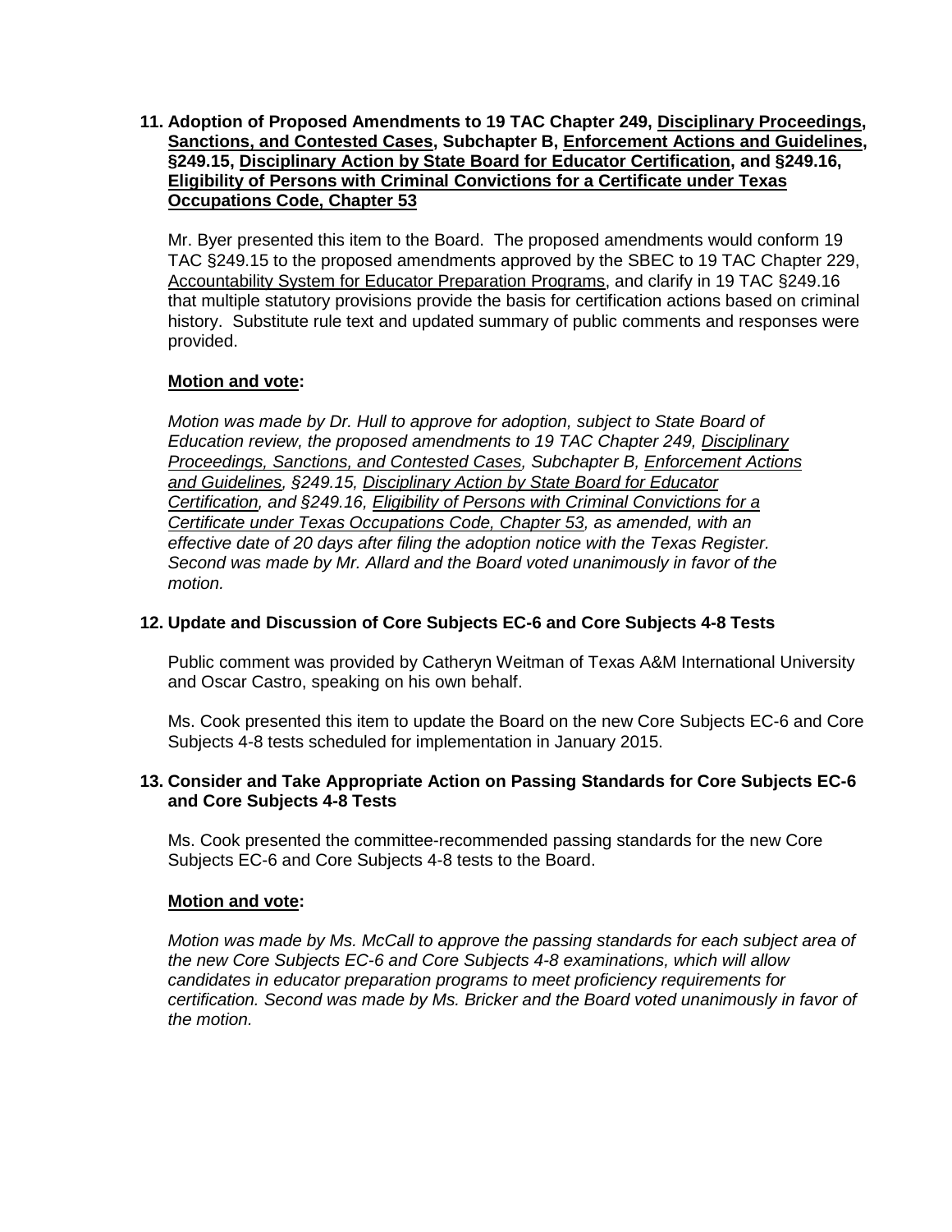**11. Adoption of Proposed Amendments to 19 TAC Chapter 249, Disciplinary Proceedings, Sanctions, and Contested Cases, Subchapter B, Enforcement Actions and Guidelines, §249.15, Disciplinary Action by State Board for Educator Certification, and §249.16, Eligibility of Persons with Criminal Convictions for a Certificate under Texas Occupations Code, Chapter 53**

Mr. Byer presented this item to the Board. The proposed amendments would conform 19 TAC §249.15 to the proposed amendments approved by the SBEC to 19 TAC Chapter 229, Accountability System for Educator Preparation Programs, and clarify in 19 TAC §249.16 that multiple statutory provisions provide the basis for certification actions based on criminal history. Substitute rule text and updated summary of public comments and responses were provided.

**Motion and vote:**

*Motion was made by Dr. Hull to approve for adoption, subject to State Board of Education review, the proposed amendments to 19 TAC Chapter 249, Disciplinary Proceedings, Sanctions, and Contested Cases, Subchapter B, Enforcement Actions and Guidelines, §249.15, Disciplinary Action by State Board for Educator Certification, and §249.16, Eligibility of Persons with Criminal Convictions for a Certificate under Texas Occupations Code, Chapter 53, as amended, with an effective date of 20 days after filing the adoption notice with the Texas Register. Second was made by Mr. Allard and the Board voted unanimously in favor of the motion.*

**12. Update and Discussion of Core Subjects EC-6 and Core Subjects 4-8 Tests**

Public comment was provided by Catheryn Weitman of Texas A&M International University and Oscar Castro, speaking on his own behalf.

Ms. Cook presented this item to update the Board on the new Core Subjects EC-6 and Core Subjects 4-8 tests scheduled for implementation in January 2015.

**13. Consider and Take Appropriate Action on Passing Standards for Core Subjects EC-6 and Core Subjects 4-8 Tests**

Ms. Cook presented the committee-recommended passing standards for the new Core Subjects EC-6 and Core Subjects 4-8 tests to the Board.

**Motion and vote:**

*Motion was made by Ms. McCall to approve the passing standards for each subject area of the new Core Subjects EC-6 and Core Subjects 4-8 examinations, which will allow candidates in educator preparation programs to meet proficiency requirements for certification. Second was made by Ms. Bricker and the Board voted unanimously in favor of the motion.*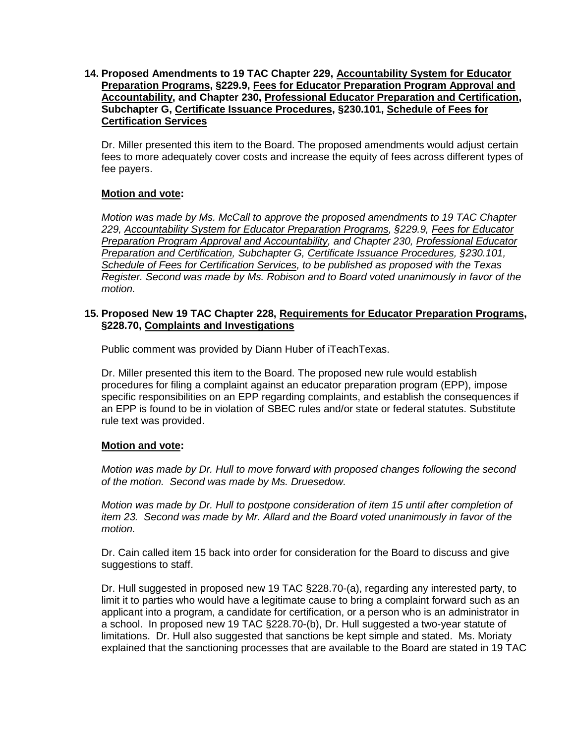**14. Proposed Amendments to 19 TAC Chapter 229, Accountability System for Educator Preparation Programs, §229.9, Fees for Educator Preparation Program Approval and Accountability, and Chapter 230, Professional Educator Preparation and Certification, Subchapter G, Certificate Issuance Procedures, §230.101, Schedule of Fees for Certification Services**

Dr. Miller presented this item to the Board. The proposed amendments would adjust certain fees to more adequately cover costs and increase the equity of fees across different types of fee payers.

**Motion and vote:**

*Motion was made by Ms. McCall to approve the proposed amendments to 19 TAC Chapter 229, Accountability System for Educator Preparation Programs, §229.9, Fees for Educator Preparation Program Approval and Accountability, and Chapter 230, Professional Educator Preparation and Certification, Subchapter G, Certificate Issuance Procedures, §230.101, Schedule of Fees for Certification Services, to be published as proposed with the Texas Register. Second was made by Ms. Robison and to Board voted unanimously in favor of the motion.*

**15. Proposed New 19 TAC Chapter 228, Requirements for Educator Preparation Programs, §228.70, Complaints and Investigations**

Public comment was provided by Diann Huber of iTeachTexas.

Dr. Miller presented this item to the Board. The proposed new rule would establish procedures for filing a complaint against an educator preparation program (EPP), impose specific responsibilities on an EPP regarding complaints, and establish the consequences if an EPP is found to be in violation of SBEC rules and/or state or federal statutes. Substitute rule text was provided.

**Motion and vote:**

*Motion was made by Dr. Hull to move forward with proposed changes following the second of the motion. Second was made by Ms. Druesedow.*

*Motion was made by Dr. Hull to postpone consideration of item 15 until after completion of item 23. Second was made by Mr. Allard and the Board voted unanimously in favor of the motion.*

Dr. Cain called item 15 back into order for consideration for the Board to discuss and give suggestions to staff.

Dr. Hull suggested in proposed new 19 TAC §228.70-(a), regarding any interested party, to limit it to parties who would have a legitimate cause to bring a complaint forward such as an applicant into a program, a candidate for certification, or a person who is an administrator in a school. In proposed new 19 TAC §228.70-(b), Dr. Hull suggested a two-year statute of limitations. Dr. Hull also suggested that sanctions be kept simple and stated. Ms. Moriaty explained that the sanctioning processes that are available to the Board are stated in 19 TAC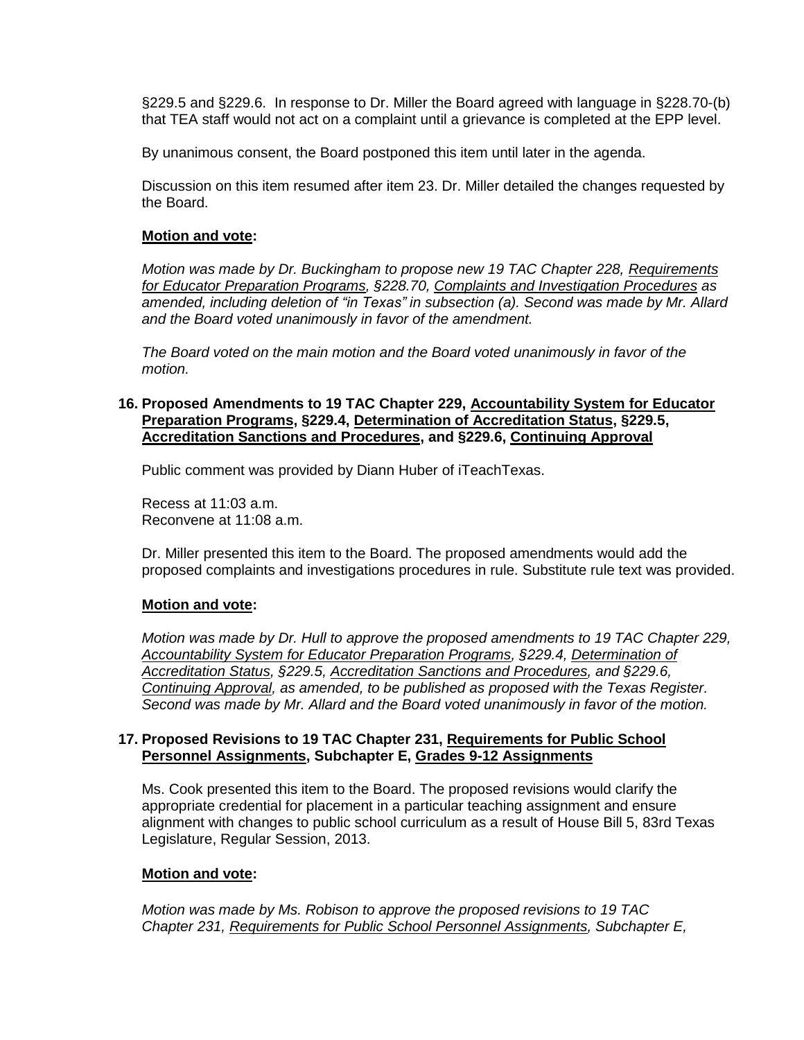§229.5 and §229.6. In response to Dr. Miller the Board agreed with language in §228.70-(b) that TEA staff would not act on a complaint until a grievance is completed at the EPP level.

By unanimous consent, the Board postponed this item until later in the agenda.

Discussion on this item resumed after item 23. Dr. Miller detailed the changes requested by the Board.

**Motion and vote:**

*Motion was made by Dr. Buckingham to propose new 19 TAC Chapter 228, Requirements for Educator Preparation Programs, §228.70, Complaints and Investigation Procedures as amended, including deletion of "in Texas" in subsection (a). Second was made by Mr. Allard and the Board voted unanimously in favor of the amendment.*

*The Board voted on the main motion and the Board voted unanimously in favor of the motion.*

**16. Proposed Amendments to 19 TAC Chapter 229, Accountability System for Educator Preparation Programs, §229.4, Determination of Accreditation Status, §229.5, Accreditation Sanctions and Procedures, and §229.6, Continuing Approval**

Public comment was provided by Diann Huber of iTeachTexas.

Recess at 11:03 a.m.
Reconvene at 11:08 a.m.

Dr. Miller presented this item to the Board. The proposed amendments would add the proposed complaints and investigations procedures in rule. Substitute rule text was provided.

**Motion and vote:**

*Motion was made by Dr. Hull to approve the proposed amendments to 19 TAC Chapter 229, Accountability System for Educator Preparation Programs, §229.4, Determination of Accreditation Status, §229.5, Accreditation Sanctions and Procedures, and §229.6, Continuing Approval, as amended, to be published as proposed with the Texas Register. Second was made by Mr. Allard and the Board voted unanimously in favor of the motion.*

**17. Proposed Revisions to 19 TAC Chapter 231, Requirements for Public School Personnel Assignments, Subchapter E, Grades 9-12 Assignments**

Ms. Cook presented this item to the Board. The proposed revisions would clarify the appropriate credential for placement in a particular teaching assignment and ensure alignment with changes to public school curriculum as a result of House Bill 5, 83rd Texas Legislature, Regular Session, 2013.

**Motion and vote:**

*Motion was made by Ms. Robison to approve the proposed revisions to 19 TAC Chapter 231, Requirements for Public School Personnel Assignments, Subchapter E,*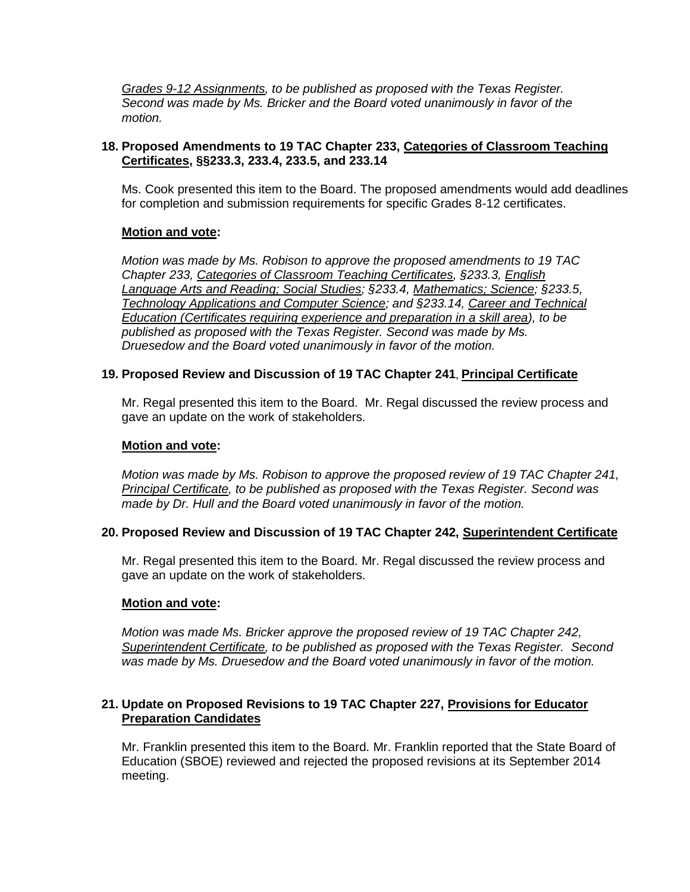*Grades 9-12 Assignments, to be published as proposed with the Texas Register. Second was made by Ms. Bricker and the Board voted unanimously in favor of the motion.*

**18. Proposed Amendments to 19 TAC Chapter 233, Categories of Classroom Teaching Certificates, §§233.3, 233.4, 233.5, and 233.14**

Ms. Cook presented this item to the Board. The proposed amendments would add deadlines for completion and submission requirements for specific Grades 8-12 certificates.

**Motion and vote:**

*Motion was made by Ms. Robison to approve the proposed amendments to 19 TAC Chapter 233, Categories of Classroom Teaching Certificates, §233.3, English Language Arts and Reading; Social Studies; §233.4, Mathematics; Science; §233.5, Technology Applications and Computer Science; and §233.14, Career and Technical Education (Certificates requiring experience and preparation in a skill area), to be published as proposed with the Texas Register. Second was made by Ms. Druesedow and the Board voted unanimously in favor of the motion.*

**19. Proposed Review and Discussion of 19 TAC Chapter 241, Principal Certificate**

Mr. Regal presented this item to the Board. Mr. Regal discussed the review process and gave an update on the work of stakeholders.

**Motion and vote:**

*Motion was made by Ms. Robison to approve the proposed review of 19 TAC Chapter 241, Principal Certificate, to be published as proposed with the Texas Register. Second was made by Dr. Hull and the Board voted unanimously in favor of the motion.*

**20. Proposed Review and Discussion of 19 TAC Chapter 242, Superintendent Certificate**

Mr. Regal presented this item to the Board. Mr. Regal discussed the review process and gave an update on the work of stakeholders.

**Motion and vote:**

*Motion was made Ms. Bricker approve the proposed review of 19 TAC Chapter 242, Superintendent Certificate, to be published as proposed with the Texas Register. Second was made by Ms. Druesedow and the Board voted unanimously in favor of the motion.*

**21. Update on Proposed Revisions to 19 TAC Chapter 227, Provisions for Educator Preparation Candidates**

Mr. Franklin presented this item to the Board. Mr. Franklin reported that the State Board of Education (SBOE) reviewed and rejected the proposed revisions at its September 2014 meeting.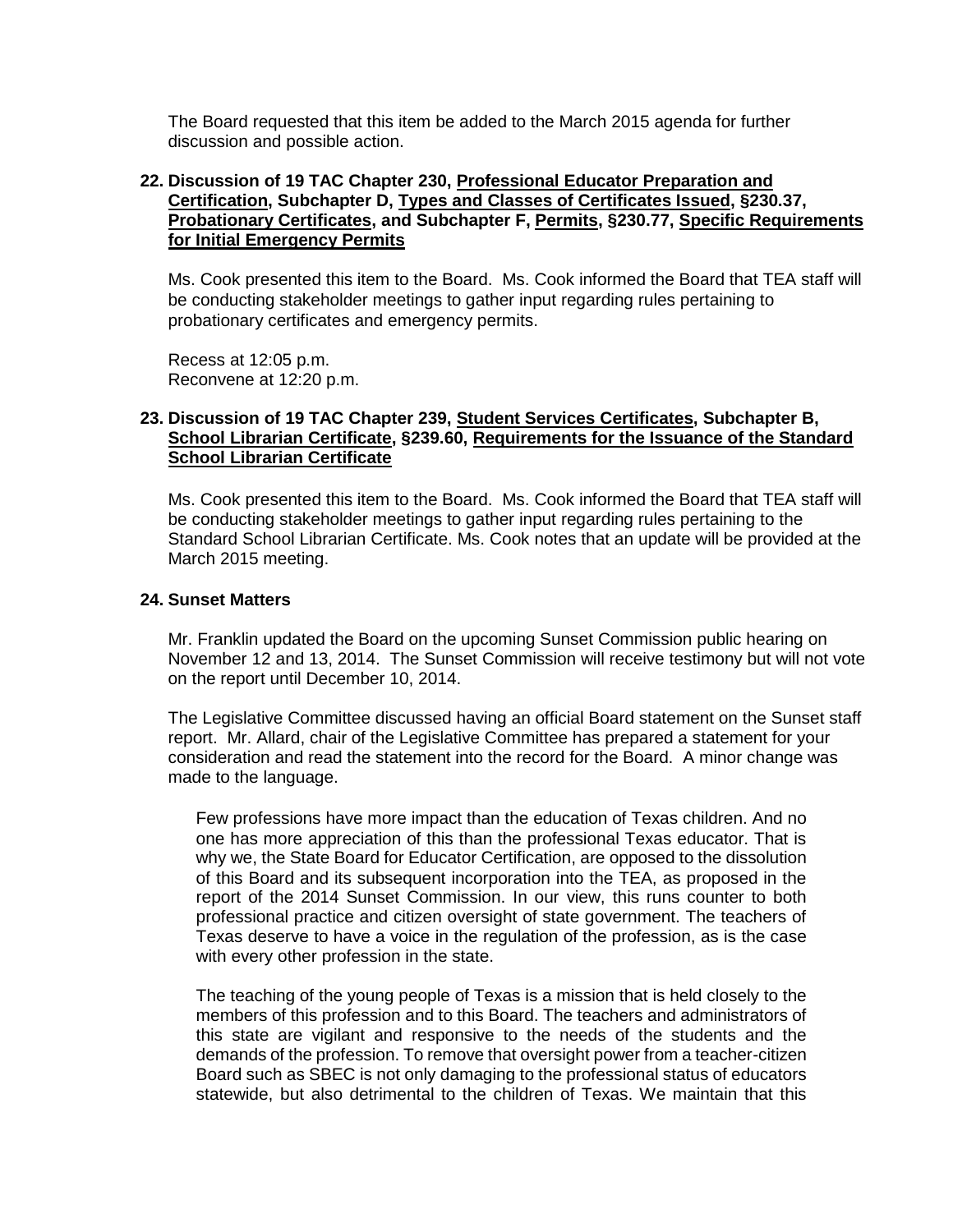The Board requested that this item be added to the March 2015 agenda for further discussion and possible action.

**22. Discussion of 19 TAC Chapter 230, Professional Educator Preparation and Certification, Subchapter D, Types and Classes of Certificates Issued, §230.37, Probationary Certificates, and Subchapter F, Permits, §230.77, Specific Requirements for Initial Emergency Permits**

Ms. Cook presented this item to the Board. Ms. Cook informed the Board that TEA staff will be conducting stakeholder meetings to gather input regarding rules pertaining to probationary certificates and emergency permits.

Recess at 12:05 p.m.
Reconvene at 12:20 p.m.

**23. Discussion of 19 TAC Chapter 239, Student Services Certificates, Subchapter B, School Librarian Certificate, §239.60, Requirements for the Issuance of the Standard School Librarian Certificate**

Ms. Cook presented this item to the Board. Ms. Cook informed the Board that TEA staff will be conducting stakeholder meetings to gather input regarding rules pertaining to the Standard School Librarian Certificate. Ms. Cook notes that an update will be provided at the March 2015 meeting.

**24. Sunset Matters**

Mr. Franklin updated the Board on the upcoming Sunset Commission public hearing on November 12 and 13, 2014. The Sunset Commission will receive testimony but will not vote on the report until December 10, 2014.

The Legislative Committee discussed having an official Board statement on the Sunset staff report. Mr. Allard, chair of the Legislative Committee has prepared a statement for your consideration and read the statement into the record for the Board. A minor change was made to the language.

> Few professions have more impact than the education of Texas children. And no one has more appreciation of this than the professional Texas educator. That is why we, the State Board for Educator Certification, are opposed to the dissolution of this Board and its subsequent incorporation into the TEA, as proposed in the report of the 2014 Sunset Commission. In our view, this runs counter to both professional practice and citizen oversight of state government. The teachers of Texas deserve to have a voice in the regulation of the profession, as is the case with every other profession in the state.
>
> The teaching of the young people of Texas is a mission that is held closely to the members of this profession and to this Board. The teachers and administrators of this state are vigilant and responsive to the needs of the students and the demands of the profession. To remove that oversight power from a teacher-citizen Board such as SBEC is not only damaging to the professional status of educators statewide, but also detrimental to the children of Texas. We maintain that this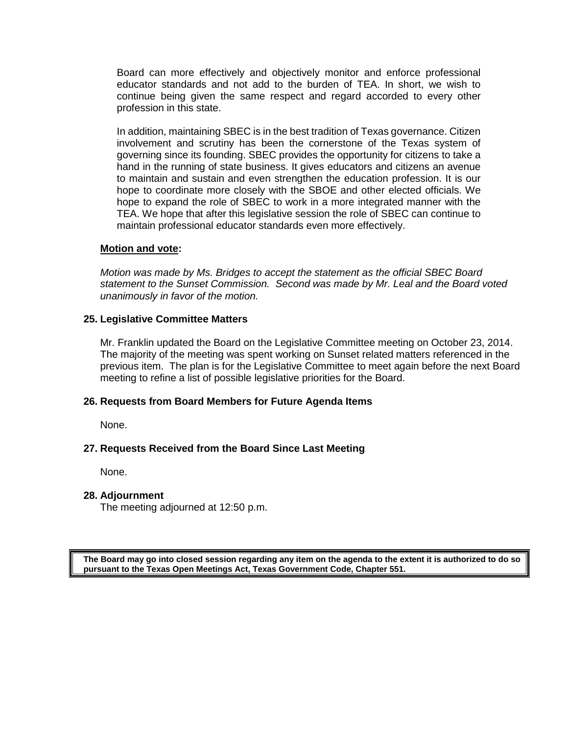Board can more effectively and objectively monitor and enforce professional educator standards and not add to the burden of TEA. In short, we wish to continue being given the same respect and regard accorded to every other profession in this state.

In addition, maintaining SBEC is in the best tradition of Texas governance. Citizen involvement and scrutiny has been the cornerstone of the Texas system of governing since its founding. SBEC provides the opportunity for citizens to take a hand in the running of state business. It gives educators and citizens an avenue to maintain and sustain and even strengthen the education profession. It is our hope to coordinate more closely with the SBOE and other elected officials. We hope to expand the role of SBEC to work in a more integrated manner with the TEA. We hope that after this legislative session the role of SBEC can continue to maintain professional educator standards even more effectively.

**Motion and vote:**

*Motion was made by Ms. Bridges to accept the statement as the official SBEC Board statement to the Sunset Commission. Second was made by Mr. Leal and the Board voted unanimously in favor of the motion.*

**25. Legislative Committee Matters**

Mr. Franklin updated the Board on the Legislative Committee meeting on October 23, 2014. The majority of the meeting was spent working on Sunset related matters referenced in the previous item. The plan is for the Legislative Committee to meet again before the next Board meeting to refine a list of possible legislative priorities for the Board.

**26. Requests from Board Members for Future Agenda Items**

None.

**27. Requests Received from the Board Since Last Meeting**

None.

**28. Adjournment**

The meeting adjourned at 12:50 p.m.

**The Board may go into closed session regarding any item on the agenda to the extent it is authorized to do so pursuant to the Texas Open Meetings Act, Texas Government Code, Chapter 551.**